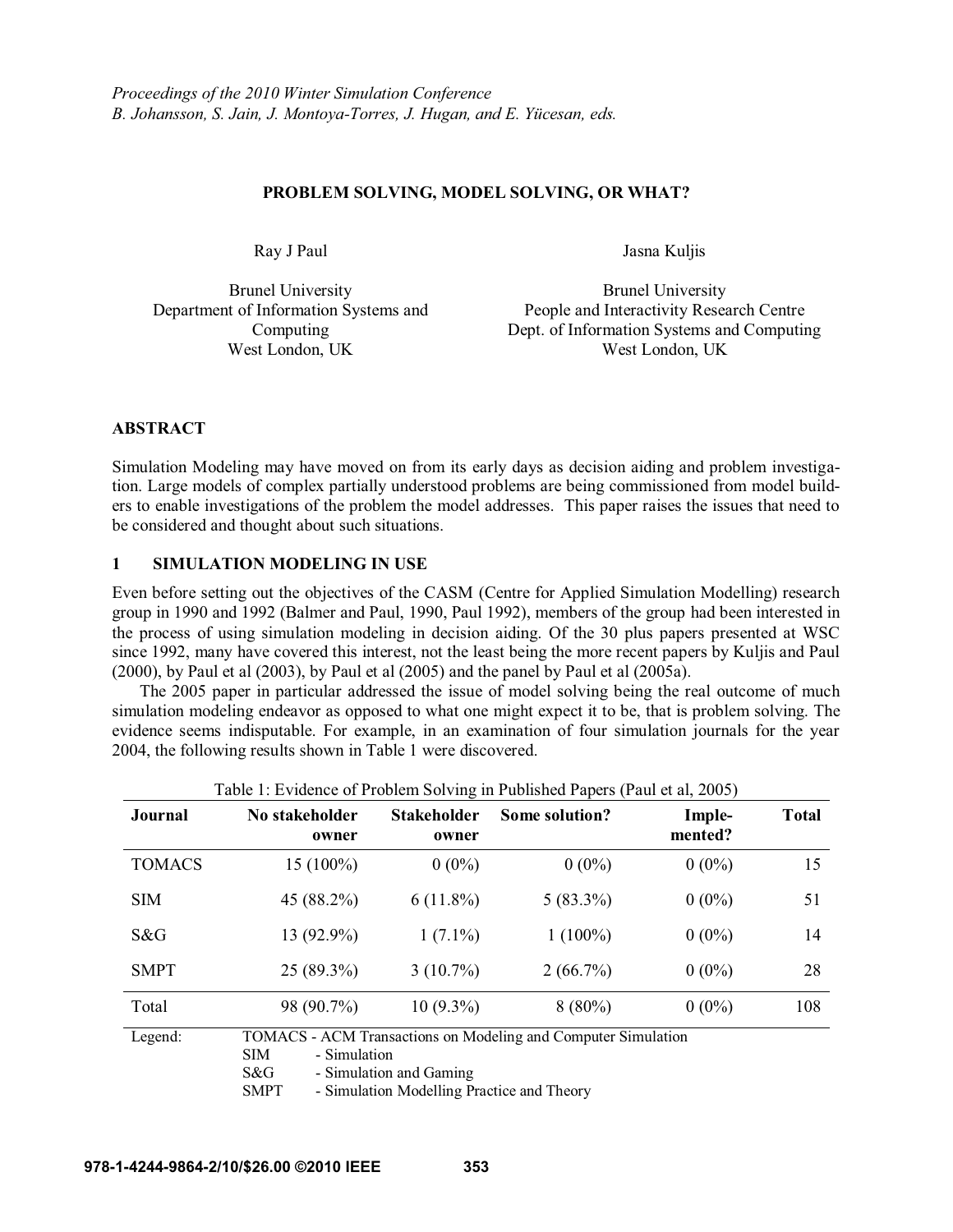*Proceedings of the 2010 Winter Simulation Conference*
*B. Johansson, S. Jain, J. Montoya-Torres, J. Hugan, and E. Yücesan, eds.*

# PROBLEM SOLVING, MODEL SOLVING, OR WHAT?

Ray J Paul

Brunel University
Department of Information Systems and Computing
West London, UK

Jasna Kuljis

Brunel University
People and Interactivity Research Centre
Dept. of Information Systems and Computing
West London, UK

## ABSTRACT

Simulation Modeling may have moved on from its early days as decision aiding and problem investigation. Large models of complex partially understood problems are being commissioned from model builders to enable investigations of the problem the model addresses. This paper raises the issues that need to be considered and thought about such situations.

## 1 SIMULATION MODELING IN USE

Even before setting out the objectives of the CASM (Centre for Applied Simulation Modelling) research group in 1990 and 1992 (Balmer and Paul, 1990, Paul 1992), members of the group had been interested in the process of using simulation modeling in decision aiding. Of the 30 plus papers presented at WSC since 1992, many have covered this interest, not the least being the more recent papers by Kuljis and Paul (2000), by Paul et al (2003), by Paul et al (2005) and the panel by Paul et al (2005a).

The 2005 paper in particular addressed the issue of model solving being the real outcome of much simulation modeling endeavor as opposed to what one might expect it to be, that is problem solving. The evidence seems indisputable. For example, in an examination of four simulation journals for the year 2004, the following results shown in Table 1 were discovered.

Table 1: Evidence of Problem Solving in Published Papers (Paul et al, 2005)

| Journal | No stakeholder owner | Stakeholder owner | Some solution? | Implemented? | Total |
|---|---|---|---|---|---|
| TOMACS | 15 (100%) | 0 (0%) | 0 (0%) | 0 (0%) | 15 |
| SIM | 45 (88.2%) | 6 (11.8%) | 5 (83.3%) | 0 (0%) | 51 |
| S&G | 13 (92.9%) | 1 (7.1%) | 1 (100%) | 0 (0%) | 14 |
| SMPT | 25 (89.3%) | 3 (10.7%) | 2 (66.7%) | 0 (0%) | 28 |
| Total | 98 (90.7%) | 10 (9.3%) | 8 (80%) | 0 (0%) | 108 |

Legend:
TOMACS - ACM Transactions on Modeling and Computer Simulation
SIM - Simulation
S&G - Simulation and Gaming
SMPT - Simulation Modelling Practice and Theory

978-1-4244-9864-2/10/$26.00 ©2010 IEEE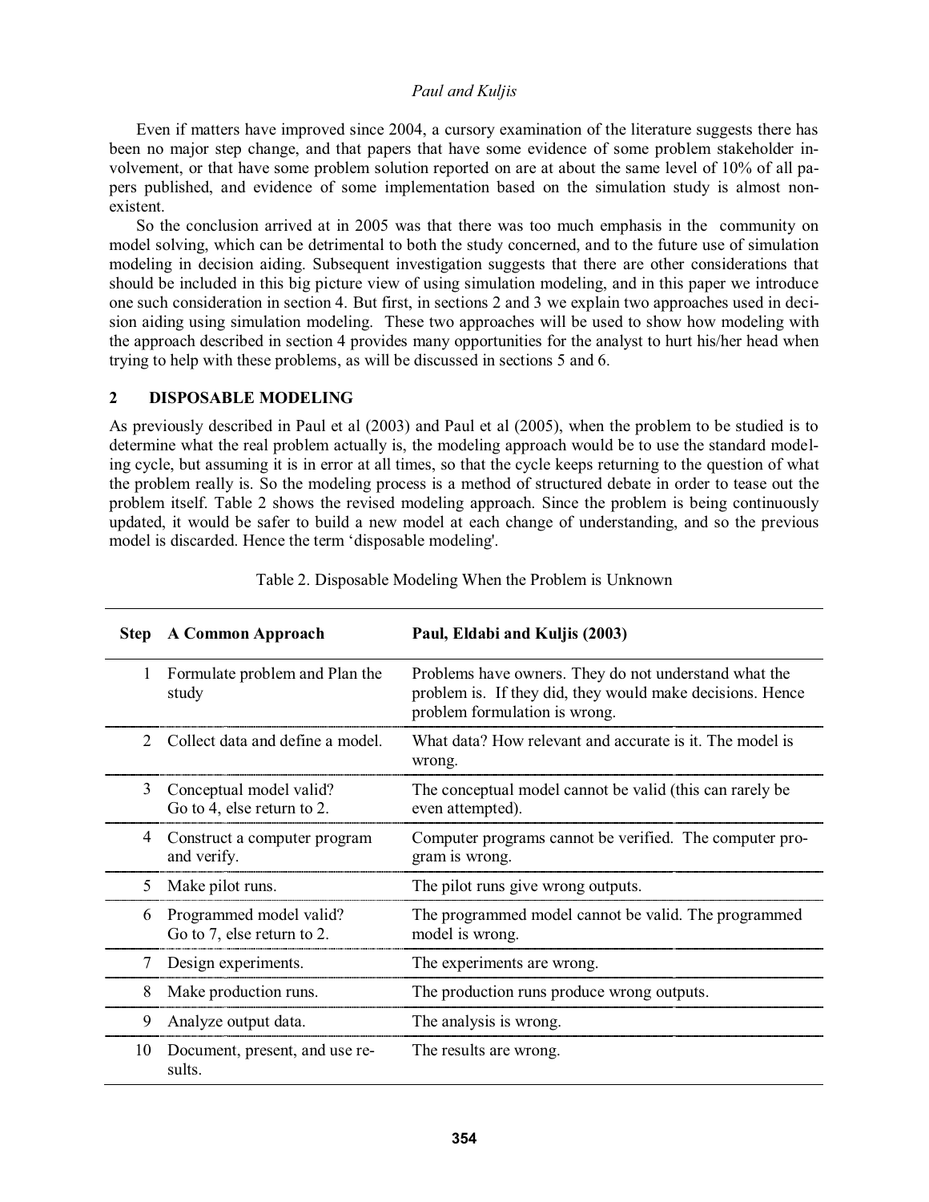Even if matters have improved since 2004, a cursory examination of the literature suggests there has been no major step change, and that papers that have some evidence of some problem stakeholder involvement, or that have some problem solution reported on are at about the same level of 10% of all papers published, and evidence of some implementation based on the simulation study is almost non-existent.

So the conclusion arrived at in 2005 was that there was too much emphasis in the community on model solving, which can be detrimental to both the study concerned, and to the future use of simulation modeling in decision aiding. Subsequent investigation suggests that there are other considerations that should be included in this big picture view of using simulation modeling, and in this paper we introduce one such consideration in section 4. But first, in sections 2 and 3 we explain two approaches used in decision aiding using simulation modeling. These two approaches will be used to show how modeling with the approach described in section 4 provides many opportunities for the analyst to hurt his/her head when trying to help with these problems, as will be discussed in sections 5 and 6.

## 2 DISPOSABLE MODELING

As previously described in Paul et al (2003) and Paul et al (2005), when the problem to be studied is to determine what the real problem actually is, the modeling approach would be to use the standard modeling cycle, but assuming it is in error at all times, so that the cycle keeps returning to the question of what the problem really is. So the modeling process is a method of structured debate in order to tease out the problem itself. Table 2 shows the revised modeling approach. Since the problem is being continuously updated, it would be safer to build a new model at each change of understanding, and so the previous model is discarded. Hence the term 'disposable modeling'.

Table 2. Disposable Modeling When the Problem is Unknown

| Step | A Common Approach | Paul, Eldabi and Kuljis (2003) |
|---|---|---|
| 1 | Formulate problem and Plan the study | Problems have owners. They do not understand what the problem is. If they did, they would make decisions. Hence problem formulation is wrong. |
| 2 | Collect data and define a model. | What data? How relevant and accurate is it. The model is wrong. |
| 3 | Conceptual model valid? Go to 4, else return to 2. | The conceptual model cannot be valid (this can rarely be even attempted). |
| 4 | Construct a computer program and verify. | Computer programs cannot be verified. The computer program is wrong. |
| 5 | Make pilot runs. | The pilot runs give wrong outputs. |
| 6 | Programmed model valid? Go to 7, else return to 2. | The programmed model cannot be valid. The programmed model is wrong. |
| 7 | Design experiments. | The experiments are wrong. |
| 8 | Make production runs. | The production runs produce wrong outputs. |
| 9 | Analyze output data. | The analysis is wrong. |
| 10 | Document, present, and use results. | The results are wrong. |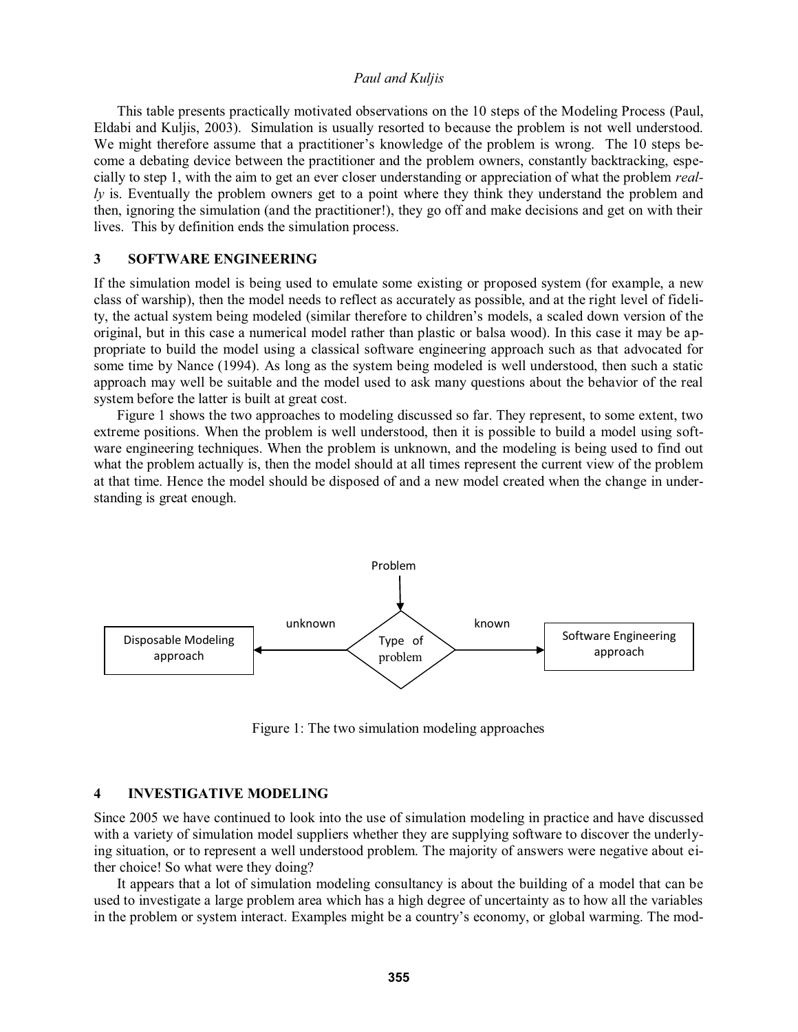This table presents practically motivated observations on the 10 steps of the Modeling Process (Paul, Eldabi and Kuljis, 2003). Simulation is usually resorted to because the problem is not well understood. We might therefore assume that a practitioner's knowledge of the problem is wrong. The 10 steps become a debating device between the practitioner and the problem owners, constantly backtracking, especially to step 1, with the aim to get an ever closer understanding or appreciation of what the problem *really* is. Eventually the problem owners get to a point where they think they understand the problem and then, ignoring the simulation (and the practitioner!), they go off and make decisions and get on with their lives. This by definition ends the simulation process.

## 3 SOFTWARE ENGINEERING

If the simulation model is being used to emulate some existing or proposed system (for example, a new class of warship), then the model needs to reflect as accurately as possible, and at the right level of fidelity, the actual system being modeled (similar therefore to children's models, a scaled down version of the original, but in this case a numerical model rather than plastic or balsa wood). In this case it may be appropriate to build the model using a classical software engineering approach such as that advocated for some time by Nance (1994). As long as the system being modeled is well understood, then such a static approach may well be suitable and the model used to ask many questions about the behavior of the real system before the latter is built at great cost.

Figure 1 shows the two approaches to modeling discussed so far. They represent, to some extent, two extreme positions. When the problem is well understood, then it is possible to build a model using software engineering techniques. When the problem is unknown, and the modeling is being used to find out what the problem actually is, then the model should at all times represent the current view of the problem at that time. Hence the model should be disposed of and a new model created when the change in understanding is great enough.

Problem → Type of problem: unknown → Disposable Modeling approach; known → Software Engineering approach

Figure 1: The two simulation modeling approaches

## 4 INVESTIGATIVE MODELING

Since 2005 we have continued to look into the use of simulation modeling in practice and have discussed with a variety of simulation model suppliers whether they are supplying software to discover the underlying situation, or to represent a well understood problem. The majority of answers were negative about either choice! So what were they doing?

It appears that a lot of simulation modeling consultancy is about the building of a model that can be used to investigate a large problem area which has a high degree of uncertainty as to how all the variables in the problem or system interact. Examples might be a country's economy, or global warming. The mod-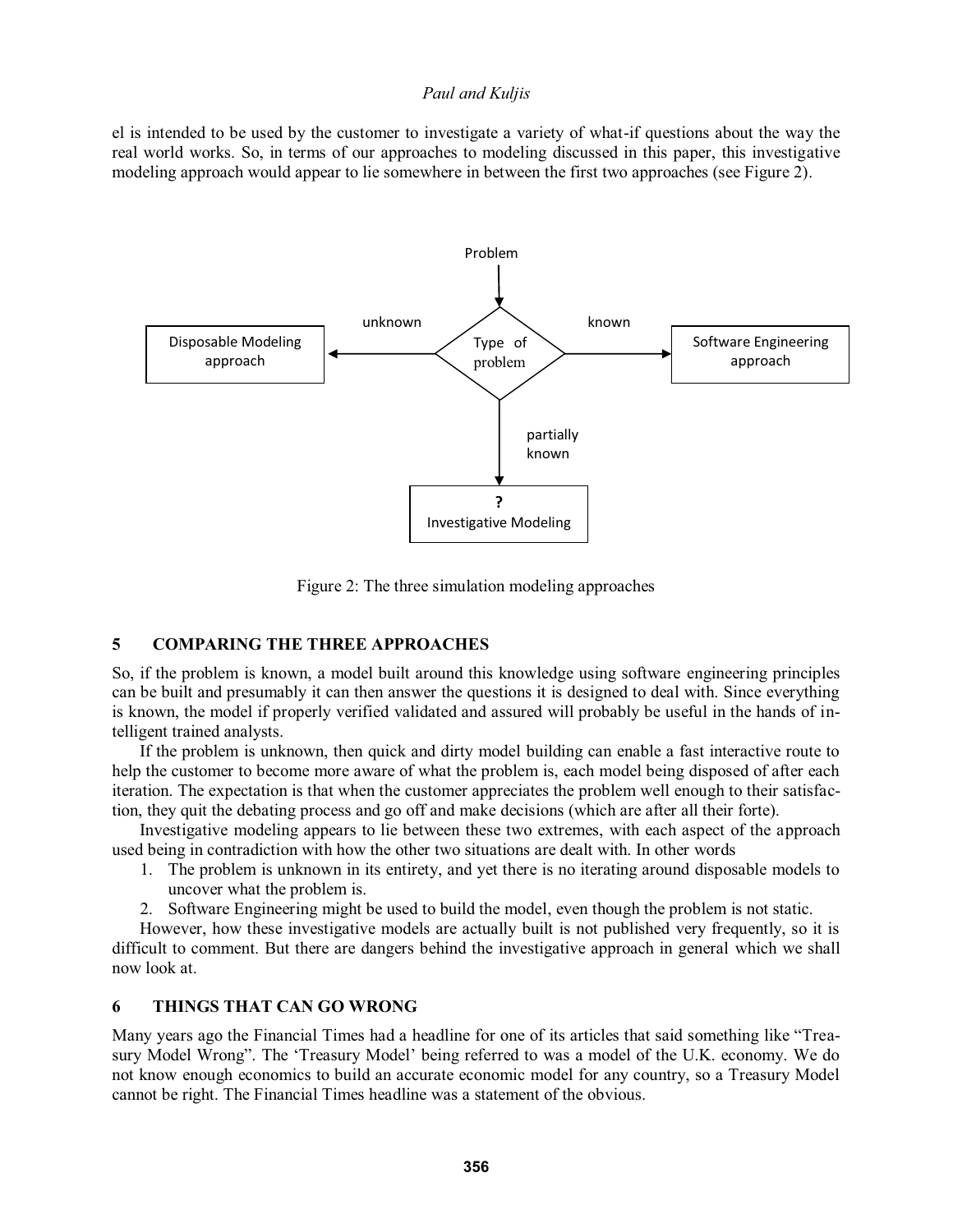el is intended to be used by the customer to investigate a variety of what-if questions about the way the real world works. So, in terms of our approaches to modeling discussed in this paper, this investigative modeling approach would appear to lie somewhere in between the first two approaches (see Figure 2).

Figure 2: The three simulation modeling approaches

## 5 COMPARING THE THREE APPROACHES

So, if the problem is known, a model built around this knowledge using software engineering principles can be built and presumably it can then answer the questions it is designed to deal with. Since everything is known, the model if properly verified validated and assured will probably be useful in the hands of intelligent trained analysts.

If the problem is unknown, then quick and dirty model building can enable a fast interactive route to help the customer to become more aware of what the problem is, each model being disposed of after each iteration. The expectation is that when the customer appreciates the problem well enough to their satisfaction, they quit the debating process and go off and make decisions (which are after all their forte).

Investigative modeling appears to lie between these two extremes, with each aspect of the approach used being in contradiction with how the other two situations are dealt with. In other words

1. The problem is unknown in its entirety, and yet there is no iterating around disposable models to uncover what the problem is.
2. Software Engineering might be used to build the model, even though the problem is not static.

However, how these investigative models are actually built is not published very frequently, so it is difficult to comment. But there are dangers behind the investigative approach in general which we shall now look at.

## 6 THINGS THAT CAN GO WRONG

Many years ago the Financial Times had a headline for one of its articles that said something like "Treasury Model Wrong". The 'Treasury Model' being referred to was a model of the U.K. economy. We do not know enough economics to build an accurate economic model for any country, so a Treasury Model cannot be right. The Financial Times headline was a statement of the obvious.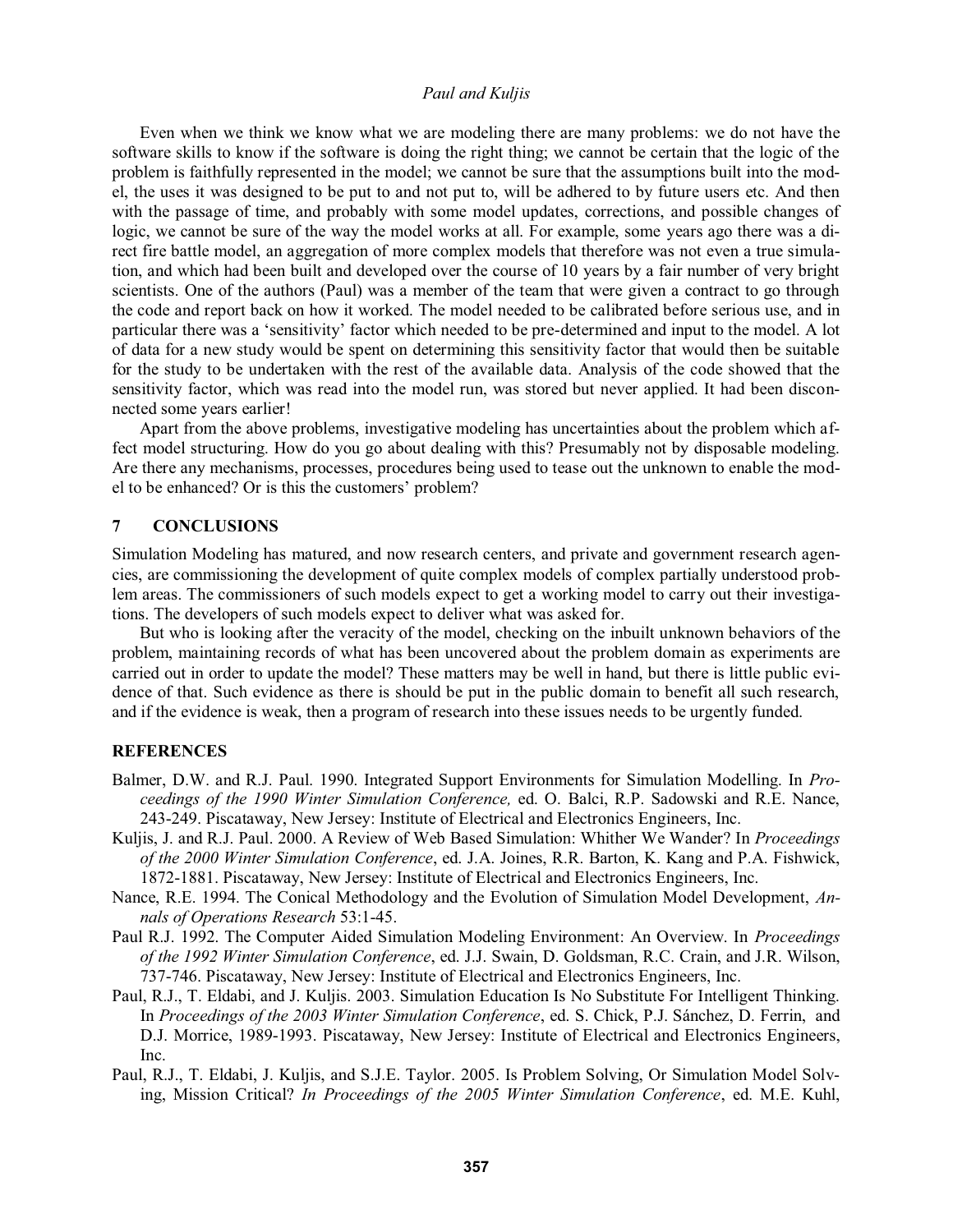Even when we think we know what we are modeling there are many problems: we do not have the software skills to know if the software is doing the right thing; we cannot be certain that the logic of the problem is faithfully represented in the model; we cannot be sure that the assumptions built into the model, the uses it was designed to be put to and not put to, will be adhered to by future users etc. And then with the passage of time, and probably with some model updates, corrections, and possible changes of logic, we cannot be sure of the way the model works at all. For example, some years ago there was a direct fire battle model, an aggregation of more complex models that therefore was not even a true simulation, and which had been built and developed over the course of 10 years by a fair number of very bright scientists. One of the authors (Paul) was a member of the team that were given a contract to go through the code and report back on how it worked. The model needed to be calibrated before serious use, and in particular there was a 'sensitivity' factor which needed to be pre-determined and input to the model. A lot of data for a new study would be spent on determining this sensitivity factor that would then be suitable for the study to be undertaken with the rest of the available data. Analysis of the code showed that the sensitivity factor, which was read into the model run, was stored but never applied. It had been disconnected some years earlier!

Apart from the above problems, investigative modeling has uncertainties about the problem which affect model structuring. How do you go about dealing with this? Presumably not by disposable modeling. Are there any mechanisms, processes, procedures being used to tease out the unknown to enable the model to be enhanced? Or is this the customers' problem?

## 7 CONCLUSIONS

Simulation Modeling has matured, and now research centers, and private and government research agencies, are commissioning the development of quite complex models of complex partially understood problem areas. The commissioners of such models expect to get a working model to carry out their investigations. The developers of such models expect to deliver what was asked for.

But who is looking after the veracity of the model, checking on the inbuilt unknown behaviors of the problem, maintaining records of what has been uncovered about the problem domain as experiments are carried out in order to update the model? These matters may be well in hand, but there is little public evidence of that. Such evidence as there is should be put in the public domain to benefit all such research, and if the evidence is weak, then a program of research into these issues needs to be urgently funded.

## REFERENCES

Balmer, D.W. and R.J. Paul. 1990. Integrated Support Environments for Simulation Modelling. In *Proceedings of the 1990 Winter Simulation Conference,* ed. O. Balci, R.P. Sadowski and R.E. Nance, 243-249. Piscataway, New Jersey: Institute of Electrical and Electronics Engineers, Inc.

Kuljis, J. and R.J. Paul. 2000. A Review of Web Based Simulation: Whither We Wander? In *Proceedings of the 2000 Winter Simulation Conference*, ed. J.A. Joines, R.R. Barton, K. Kang and P.A. Fishwick, 1872-1881. Piscataway, New Jersey: Institute of Electrical and Electronics Engineers, Inc.

Nance, R.E. 1994. The Conical Methodology and the Evolution of Simulation Model Development, *Annals of Operations Research* 53:1-45.

Paul R.J. 1992. The Computer Aided Simulation Modeling Environment: An Overview. In *Proceedings of the 1992 Winter Simulation Conference*, ed. J.J. Swain, D. Goldsman, R.C. Crain, and J.R. Wilson, 737-746. Piscataway, New Jersey: Institute of Electrical and Electronics Engineers, Inc.

Paul, R.J., T. Eldabi, and J. Kuljis. 2003. Simulation Education Is No Substitute For Intelligent Thinking. In *Proceedings of the 2003 Winter Simulation Conference*, ed. S. Chick, P.J. Sánchez, D. Ferrin, and D.J. Morrice, 1989-1993. Piscataway, New Jersey: Institute of Electrical and Electronics Engineers, Inc.

Paul, R.J., T. Eldabi, J. Kuljis, and S.J.E. Taylor. 2005. Is Problem Solving, Or Simulation Model Solving, Mission Critical? *In Proceedings of the 2005 Winter Simulation Conference*, ed. M.E. Kuhl,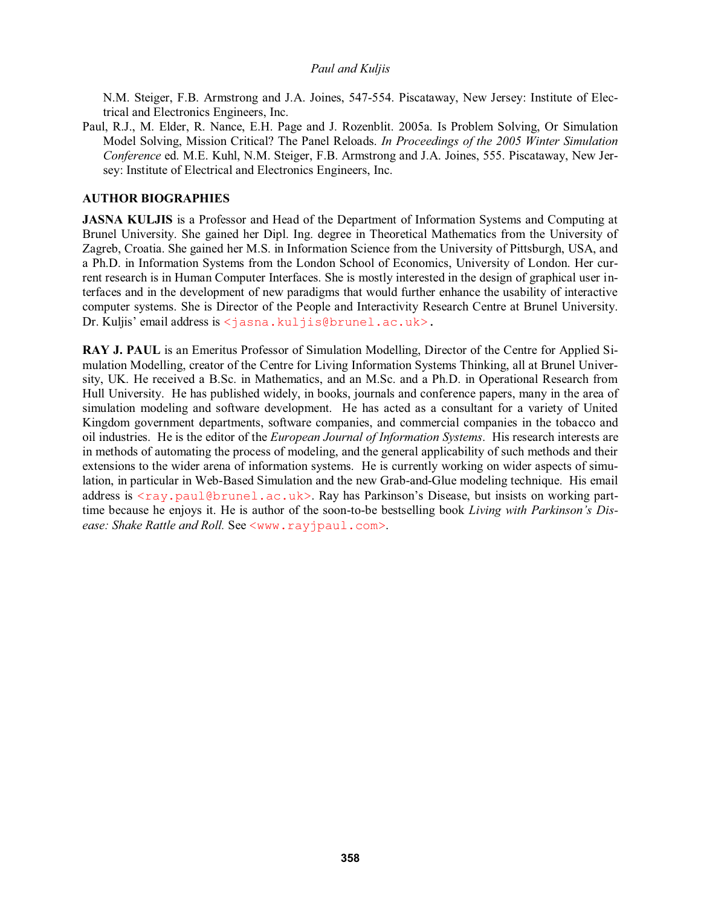N.M. Steiger, F.B. Armstrong and J.A. Joines, 547-554. Piscataway, New Jersey: Institute of Electrical and Electronics Engineers, Inc.

Paul, R.J., M. Elder, R. Nance, E.H. Page and J. Rozenblit. 2005a. Is Problem Solving, Or Simulation Model Solving, Mission Critical? The Panel Reloads. *In Proceedings of the 2005 Winter Simulation Conference* ed. M.E. Kuhl, N.M. Steiger, F.B. Armstrong and J.A. Joines, 555. Piscataway, New Jersey: Institute of Electrical and Electronics Engineers, Inc.

## AUTHOR BIOGRAPHIES

**JASNA KULJIS** is a Professor and Head of the Department of Information Systems and Computing at Brunel University. She gained her Dipl. Ing. degree in Theoretical Mathematics from the University of Zagreb, Croatia. She gained her M.S. in Information Science from the University of Pittsburgh, USA, and a Ph.D. in Information Systems from the London School of Economics, University of London. Her current research is in Human Computer Interfaces. She is mostly interested in the design of graphical user interfaces and in the development of new paradigms that would further enhance the usability of interactive computer systems. She is Director of the People and Interactivity Research Centre at Brunel University. Dr. Kuljis' email address is <jasna.kuljis@brunel.ac.uk>.

**RAY J. PAUL** is an Emeritus Professor of Simulation Modelling, Director of the Centre for Applied Simulation Modelling, creator of the Centre for Living Information Systems Thinking, all at Brunel University, UK. He received a B.Sc. in Mathematics, and an M.Sc. and a Ph.D. in Operational Research from Hull University. He has published widely, in books, journals and conference papers, many in the area of simulation modeling and software development. He has acted as a consultant for a variety of United Kingdom government departments, software companies, and commercial companies in the tobacco and oil industries. He is the editor of the *European Journal of Information Systems*. His research interests are in methods of automating the process of modeling, and the general applicability of such methods and their extensions to the wider arena of information systems. He is currently working on wider aspects of simulation, in particular in Web-Based Simulation and the new Grab-and-Glue modeling technique. His email address is <ray.paul@brunel.ac.uk>. Ray has Parkinson's Disease, but insists on working part-time because he enjoys it. He is author of the soon-to-be bestselling book *Living with Parkinson's Disease: Shake Rattle and Roll.* See <www.rayjpaul.com>.